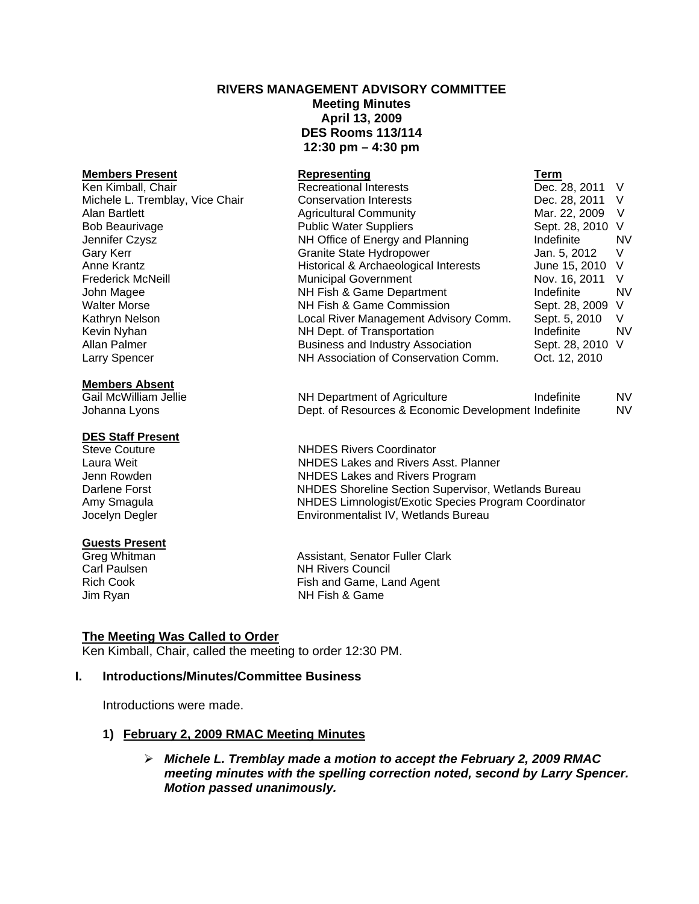**RIVERS MANAGEMENT ADVISORY COMMITTEE**
**Meeting Minutes**
**April 13, 2009**
**DES Rooms 113/114**
**12:30 pm – 4:30 pm**

| **Members Present** | **Representing** | **Term** | |
|---|---|---|---|
| Ken Kimball, Chair | Recreational Interests | Dec. 28, 2011 | V |
| Michele L. Tremblay, Vice Chair | Conservation Interests | Dec. 28, 2011 | V |
| Alan Bartlett | Agricultural Community | Mar. 22, 2009 | V |
| Bob Beaurivage | Public Water Suppliers | Sept. 28, 2010 | V |
| Jennifer Czysz | NH Office of Energy and Planning | Indefinite | NV |
| Gary Kerr | Granite State Hydropower | Jan. 5, 2012 | V |
| Anne Krantz | Historical & Archaeological Interests | June 15, 2010 | V |
| Frederick McNeill | Municipal Government | Nov. 16, 2011 | V |
| John Magee | NH Fish & Game Department | Indefinite | NV |
| Walter Morse | NH Fish & Game Commission | Sept. 28, 2009 | V |
| Kathryn Nelson | Local River Management Advisory Comm. | Sept. 5, 2010 | V |
| Kevin Nyhan | NH Dept. of Transportation | Indefinite | NV |
| Allan Palmer | Business and Industry Association | Sept. 28, 2010 | V |
| Larry Spencer | NH Association of Conservation Comm. | Oct. 12, 2010 | |

| **Members Absent** | | | |
|---|---|---|---|
| Gail McWilliam Jellie | NH Department of Agriculture | Indefinite | NV |
| Johanna Lyons | Dept. of Resources & Economic Development | Indefinite | NV |

| **DES Staff Present** | |
|---|---|
| Steve Couture | NHDES Rivers Coordinator |
| Laura Weit | NHDES Lakes and Rivers Asst. Planner |
| Jenn Rowden | NHDES Lakes and Rivers Program |
| Darlene Forst | NHDES Shoreline Section Supervisor, Wetlands Bureau |
| Amy Smagula | NHDES Limnologist/Exotic Species Program Coordinator |
| Jocelyn Degler | Environmentalist IV, Wetlands Bureau |

| **Guests Present** | |
|---|---|
| Greg Whitman | Assistant, Senator Fuller Clark |
| Carl Paulsen | NH Rivers Council |
| Rich Cook | Fish and Game, Land Agent |
| Jim Ryan | NH Fish & Game |

## The Meeting Was Called to Order

Ken Kimball, Chair, called the meeting to order 12:30 PM.

## I. Introductions/Minutes/Committee Business

Introductions were made.

### 1) February 2, 2009 RMAC Meeting Minutes

- ***Michele L. Tremblay made a motion to accept the February 2, 2009 RMAC meeting minutes with the spelling correction noted, second by Larry Spencer. Motion passed unanimously.***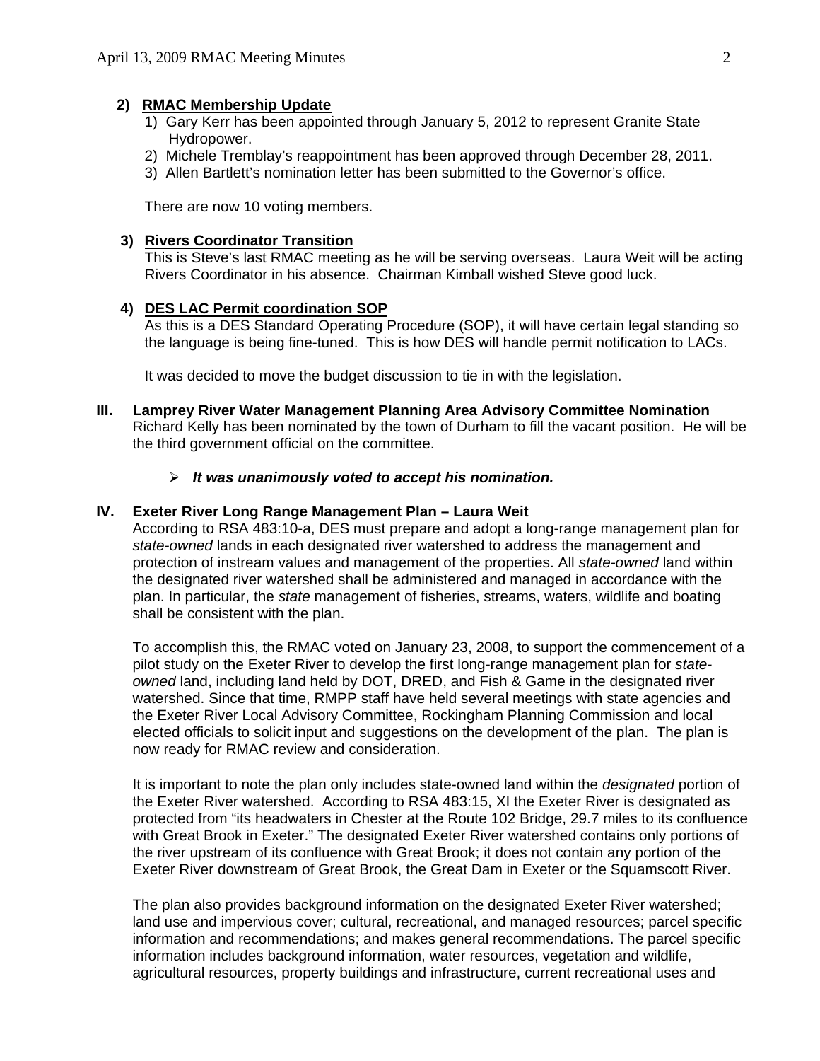**2) RMAC Membership Update**

1) Gary Kerr has been appointed through January 5, 2012 to represent Granite State Hydropower.
2) Michele Tremblay's reappointment has been approved through December 28, 2011.
3) Allen Bartlett's nomination letter has been submitted to the Governor's office.

There are now 10 voting members.

**3) Rivers Coordinator Transition**

This is Steve's last RMAC meeting as he will be serving overseas. Laura Weit will be acting Rivers Coordinator in his absence. Chairman Kimball wished Steve good luck.

**4) DES LAC Permit coordination SOP**

As this is a DES Standard Operating Procedure (SOP), it will have certain legal standing so the language is being fine-tuned. This is how DES will handle permit notification to LACs.

It was decided to move the budget discussion to tie in with the legislation.

## III. Lamprey River Water Management Planning Area Advisory Committee Nomination

Richard Kelly has been nominated by the town of Durham to fill the vacant position. He will be the third government official on the committee.

- ***It was unanimously voted to accept his nomination.***

## IV. Exeter River Long Range Management Plan – Laura Weit

According to RSA 483:10-a, DES must prepare and adopt a long-range management plan for *state-owned* lands in each designated river watershed to address the management and protection of instream values and management of the properties. All *state-owned* land within the designated river watershed shall be administered and managed in accordance with the plan. In particular, the *state* management of fisheries, streams, waters, wildlife and boating shall be consistent with the plan.

To accomplish this, the RMAC voted on January 23, 2008, to support the commencement of a pilot study on the Exeter River to develop the first long-range management plan for *state-owned* land, including land held by DOT, DRED, and Fish & Game in the designated river watershed. Since that time, RMPP staff have held several meetings with state agencies and the Exeter River Local Advisory Committee, Rockingham Planning Commission and local elected officials to solicit input and suggestions on the development of the plan. The plan is now ready for RMAC review and consideration.

It is important to note the plan only includes state-owned land within the *designated* portion of the Exeter River watershed. According to RSA 483:15, XI the Exeter River is designated as protected from "its headwaters in Chester at the Route 102 Bridge, 29.7 miles to its confluence with Great Brook in Exeter." The designated Exeter River watershed contains only portions of the river upstream of its confluence with Great Brook; it does not contain any portion of the Exeter River downstream of Great Brook, the Great Dam in Exeter or the Squamscott River.

The plan also provides background information on the designated Exeter River watershed; land use and impervious cover; cultural, recreational, and managed resources; parcel specific information and recommendations; and makes general recommendations. The parcel specific information includes background information, water resources, vegetation and wildlife, agricultural resources, property buildings and infrastructure, current recreational uses and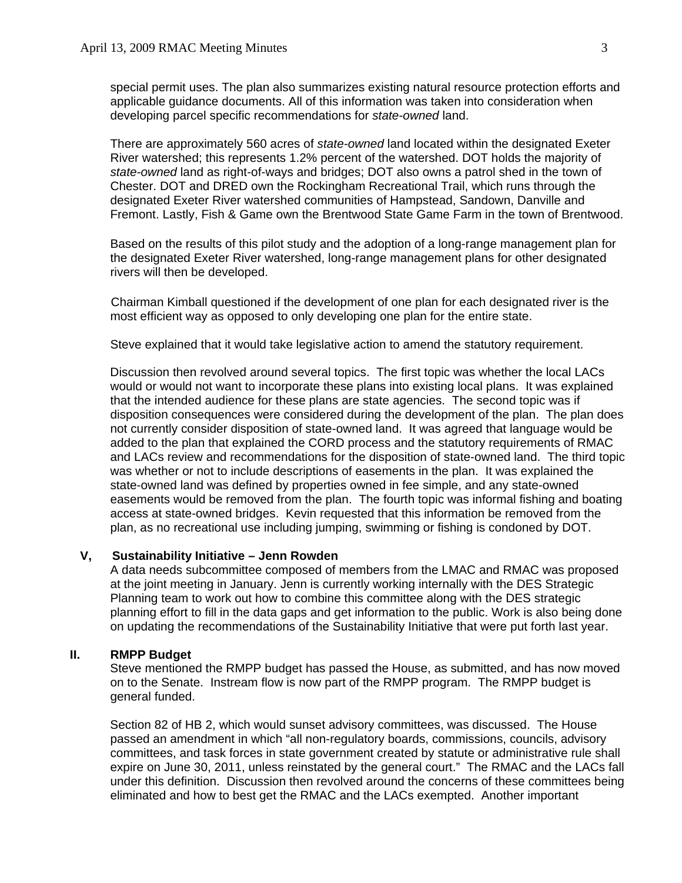special permit uses. The plan also summarizes existing natural resource protection efforts and applicable guidance documents. All of this information was taken into consideration when developing parcel specific recommendations for *state-owned* land.

There are approximately 560 acres of *state-owned* land located within the designated Exeter River watershed; this represents 1.2% percent of the watershed. DOT holds the majority of *state-owned* land as right-of-ways and bridges; DOT also owns a patrol shed in the town of Chester. DOT and DRED own the Rockingham Recreational Trail, which runs through the designated Exeter River watershed communities of Hampstead, Sandown, Danville and Fremont. Lastly, Fish & Game own the Brentwood State Game Farm in the town of Brentwood.

Based on the results of this pilot study and the adoption of a long-range management plan for the designated Exeter River watershed, long-range management plans for other designated rivers will then be developed.

Chairman Kimball questioned if the development of one plan for each designated river is the most efficient way as opposed to only developing one plan for the entire state.

Steve explained that it would take legislative action to amend the statutory requirement.

Discussion then revolved around several topics. The first topic was whether the local LACs would or would not want to incorporate these plans into existing local plans. It was explained that the intended audience for these plans are state agencies. The second topic was if disposition consequences were considered during the development of the plan. The plan does not currently consider disposition of state-owned land. It was agreed that language would be added to the plan that explained the CORD process and the statutory requirements of RMAC and LACs review and recommendations for the disposition of state-owned land. The third topic was whether or not to include descriptions of easements in the plan. It was explained the state-owned land was defined by properties owned in fee simple, and any state-owned easements would be removed from the plan. The fourth topic was informal fishing and boating access at state-owned bridges. Kevin requested that this information be removed from the plan, as no recreational use including jumping, swimming or fishing is condoned by DOT.

**V, Sustainability Initiative – Jenn Rowden**

A data needs subcommittee composed of members from the LMAC and RMAC was proposed at the joint meeting in January. Jenn is currently working internally with the DES Strategic Planning team to work out how to combine this committee along with the DES strategic planning effort to fill in the data gaps and get information to the public. Work is also being done on updating the recommendations of the Sustainability Initiative that were put forth last year.

**II. RMPP Budget**

Steve mentioned the RMPP budget has passed the House, as submitted, and has now moved on to the Senate. Instream flow is now part of the RMPP program. The RMPP budget is general funded.

Section 82 of HB 2, which would sunset advisory committees, was discussed. The House passed an amendment in which "all non-regulatory boards, commissions, councils, advisory committees, and task forces in state government created by statute or administrative rule shall expire on June 30, 2011, unless reinstated by the general court." The RMAC and the LACs fall under this definition. Discussion then revolved around the concerns of these committees being eliminated and how to best get the RMAC and the LACs exempted. Another important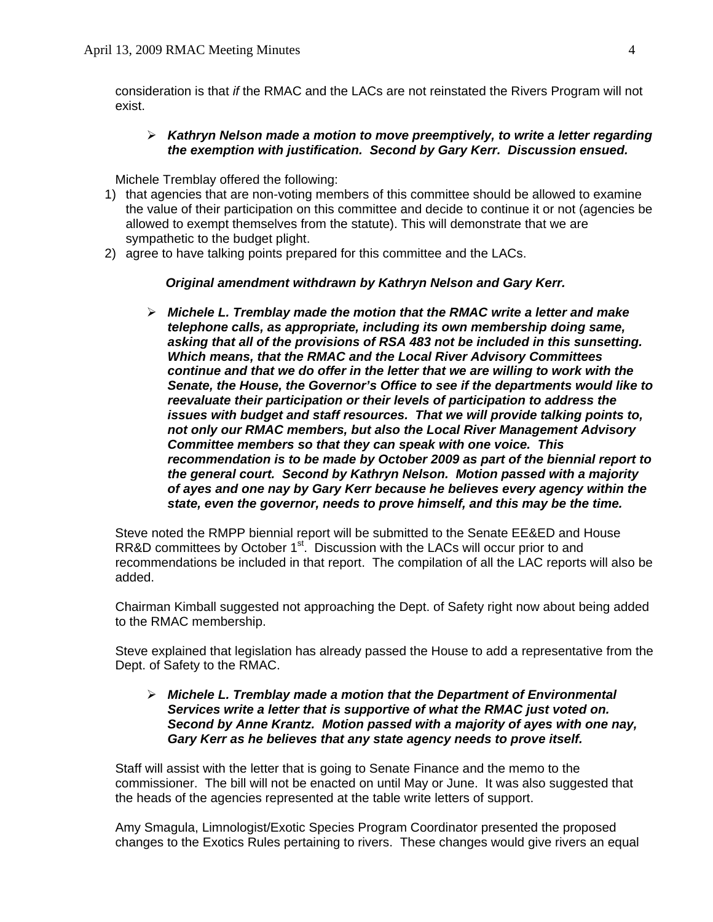consideration is that *if* the RMAC and the LACs are not reinstated the Rivers Program will not exist.

- ***Kathryn Nelson made a motion to move preemptively, to write a letter regarding the exemption with justification. Second by Gary Kerr. Discussion ensued.***

Michele Tremblay offered the following:

1) that agencies that are non-voting members of this committee should be allowed to examine the value of their participation on this committee and decide to continue it or not (agencies be allowed to exempt themselves from the statute). This will demonstrate that we are sympathetic to the budget plight.
2) agree to have talking points prepared for this committee and the LACs.

***Original amendment withdrawn by Kathryn Nelson and Gary Kerr.***

- ***Michele L. Tremblay made the motion that the RMAC write a letter and make telephone calls, as appropriate, including its own membership doing same, asking that all of the provisions of RSA 483 not be included in this sunsetting. Which means, that the RMAC and the Local River Advisory Committees continue and that we do offer in the letter that we are willing to work with the Senate, the House, the Governor's Office to see if the departments would like to reevaluate their participation or their levels of participation to address the issues with budget and staff resources. That we will provide talking points to, not only our RMAC members, but also the Local River Management Advisory Committee members so that they can speak with one voice. This recommendation is to be made by October 2009 as part of the biennial report to the general court. Second by Kathryn Nelson. Motion passed with a majority of ayes and one nay by Gary Kerr because he believes every agency within the state, even the governor, needs to prove himself, and this may be the time.***

Steve noted the RMPP biennial report will be submitted to the Senate EE&ED and House RR&D committees by October 1st. Discussion with the LACs will occur prior to and recommendations be included in that report. The compilation of all the LAC reports will also be added.

Chairman Kimball suggested not approaching the Dept. of Safety right now about being added to the RMAC membership.

Steve explained that legislation has already passed the House to add a representative from the Dept. of Safety to the RMAC.

- ***Michele L. Tremblay made a motion that the Department of Environmental Services write a letter that is supportive of what the RMAC just voted on. Second by Anne Krantz. Motion passed with a majority of ayes with one nay, Gary Kerr as he believes that any state agency needs to prove itself.***

Staff will assist with the letter that is going to Senate Finance and the memo to the commissioner. The bill will not be enacted on until May or June. It was also suggested that the heads of the agencies represented at the table write letters of support.

Amy Smagula, Limnologist/Exotic Species Program Coordinator presented the proposed changes to the Exotics Rules pertaining to rivers. These changes would give rivers an equal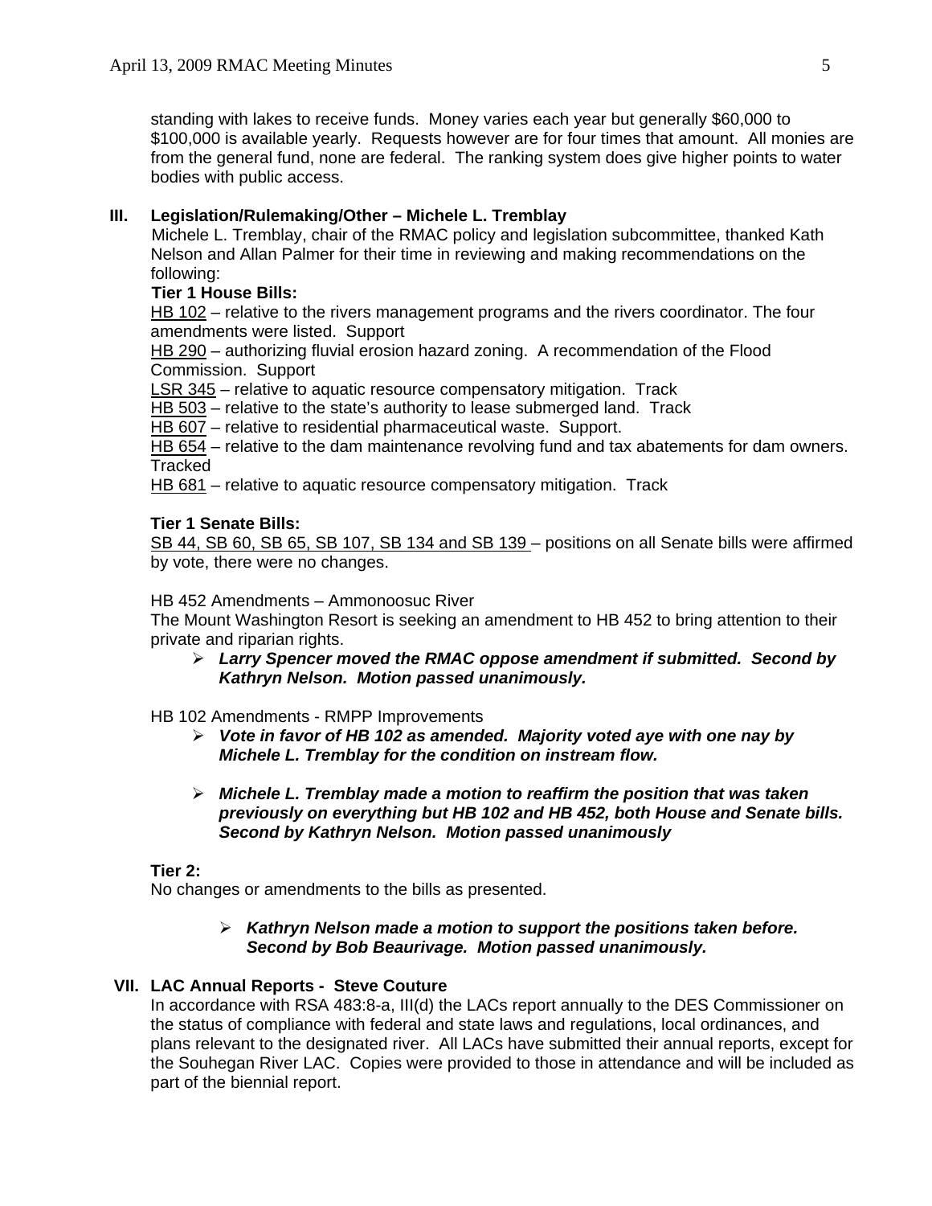standing with lakes to receive funds. Money varies each year but generally $60,000 to $100,000 is available yearly. Requests however are for four times that amount. All monies are from the general fund, none are federal. The ranking system does give higher points to water bodies with public access.

## III. Legislation/Rulemaking/Other – Michele L. Tremblay

Michele L. Tremblay, chair of the RMAC policy and legislation subcommittee, thanked Kath Nelson and Allan Palmer for their time in reviewing and making recommendations on the following:

**Tier 1 House Bills:**

HB 102 – relative to the rivers management programs and the rivers coordinator. The four amendments were listed. Support

HB 290 – authorizing fluvial erosion hazard zoning. A recommendation of the Flood Commission. Support

LSR 345 – relative to aquatic resource compensatory mitigation. Track

HB 503 – relative to the state's authority to lease submerged land. Track

HB 607 – relative to residential pharmaceutical waste. Support.

HB 654 – relative to the dam maintenance revolving fund and tax abatements for dam owners. Tracked

HB 681 – relative to aquatic resource compensatory mitigation. Track

**Tier 1 Senate Bills:**

SB 44, SB 60, SB 65, SB 107, SB 134 and SB 139 – positions on all Senate bills were affirmed by vote, there were no changes.

HB 452 Amendments – Ammonoosuc River

The Mount Washington Resort is seeking an amendment to HB 452 to bring attention to their private and riparian rights.

- ***Larry Spencer moved the RMAC oppose amendment if submitted. Second by Kathryn Nelson. Motion passed unanimously.***

HB 102 Amendments - RMPP Improvements

- ***Vote in favor of HB 102 as amended. Majority voted aye with one nay by Michele L. Tremblay for the condition on instream flow.***

- ***Michele L. Tremblay made a motion to reaffirm the position that was taken previously on everything but HB 102 and HB 452, both House and Senate bills. Second by Kathryn Nelson. Motion passed unanimously***

**Tier 2:**

No changes or amendments to the bills as presented.

- ***Kathryn Nelson made a motion to support the positions taken before. Second by Bob Beaurivage. Motion passed unanimously.***

## VII. LAC Annual Reports - Steve Couture

In accordance with RSA 483:8-a, III(d) the LACs report annually to the DES Commissioner on the status of compliance with federal and state laws and regulations, local ordinances, and plans relevant to the designated river. All LACs have submitted their annual reports, except for the Souhegan River LAC. Copies were provided to those in attendance and will be included as part of the biennial report.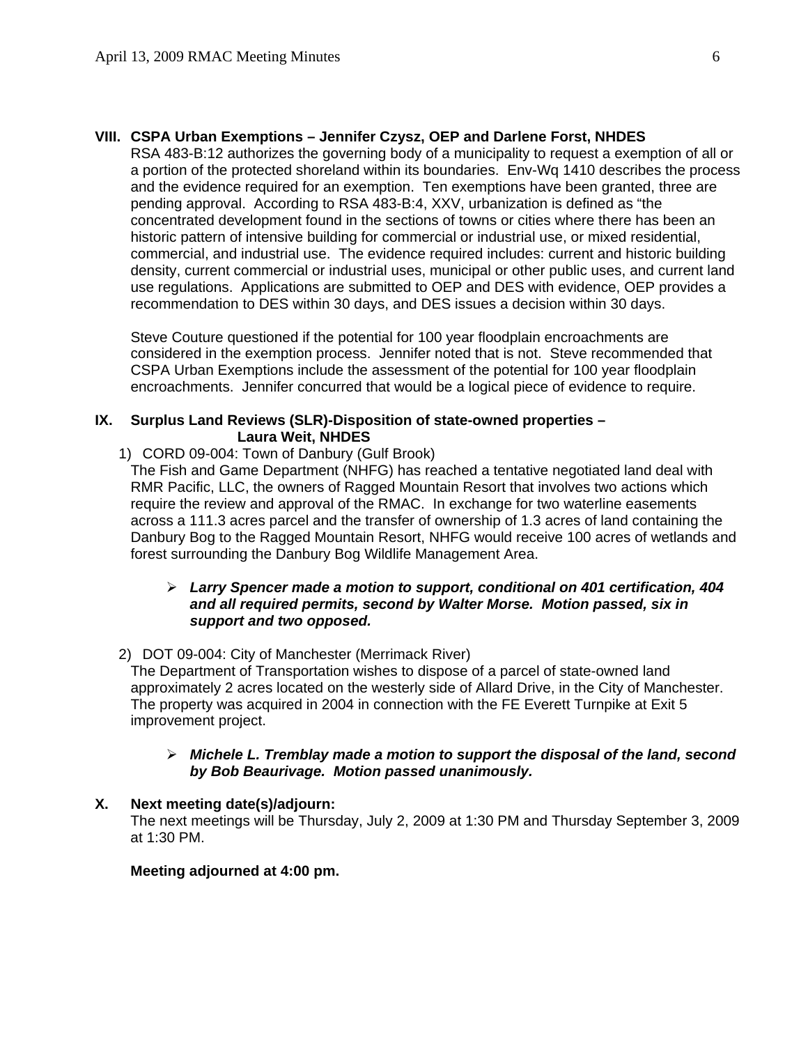## VIII. CSPA Urban Exemptions – Jennifer Czysz, OEP and Darlene Forst, NHDES

RSA 483-B:12 authorizes the governing body of a municipality to request a exemption of all or a portion of the protected shoreland within its boundaries. Env-Wq 1410 describes the process and the evidence required for an exemption. Ten exemptions have been granted, three are pending approval. According to RSA 483-B:4, XXV, urbanization is defined as "the concentrated development found in the sections of towns or cities where there has been an historic pattern of intensive building for commercial or industrial use, or mixed residential, commercial, and industrial use. The evidence required includes: current and historic building density, current commercial or industrial uses, municipal or other public uses, and current land use regulations. Applications are submitted to OEP and DES with evidence, OEP provides a recommendation to DES within 30 days, and DES issues a decision within 30 days.

Steve Couture questioned if the potential for 100 year floodplain encroachments are considered in the exemption process. Jennifer noted that is not. Steve recommended that CSPA Urban Exemptions include the assessment of the potential for 100 year floodplain encroachments. Jennifer concurred that would be a logical piece of evidence to require.

## IX. Surplus Land Reviews (SLR)-Disposition of state-owned properties – Laura Weit, NHDES

1) CORD 09-004: Town of Danbury (Gulf Brook)

The Fish and Game Department (NHFG) has reached a tentative negotiated land deal with RMR Pacific, LLC, the owners of Ragged Mountain Resort that involves two actions which require the review and approval of the RMAC. In exchange for two waterline easements across a 111.3 acres parcel and the transfer of ownership of 1.3 acres of land containing the Danbury Bog to the Ragged Mountain Resort, NHFG would receive 100 acres of wetlands and forest surrounding the Danbury Bog Wildlife Management Area.

- ***Larry Spencer made a motion to support, conditional on 401 certification, 404 and all required permits, second by Walter Morse. Motion passed, six in support and two opposed.***

2) DOT 09-004: City of Manchester (Merrimack River)

The Department of Transportation wishes to dispose of a parcel of state-owned land approximately 2 acres located on the westerly side of Allard Drive, in the City of Manchester. The property was acquired in 2004 in connection with the FE Everett Turnpike at Exit 5 improvement project.

- ***Michele L. Tremblay made a motion to support the disposal of the land, second by Bob Beaurivage. Motion passed unanimously.***

## X. Next meeting date(s)/adjourn:

The next meetings will be Thursday, July 2, 2009 at 1:30 PM and Thursday September 3, 2009 at 1:30 PM.

**Meeting adjourned at 4:00 pm.**